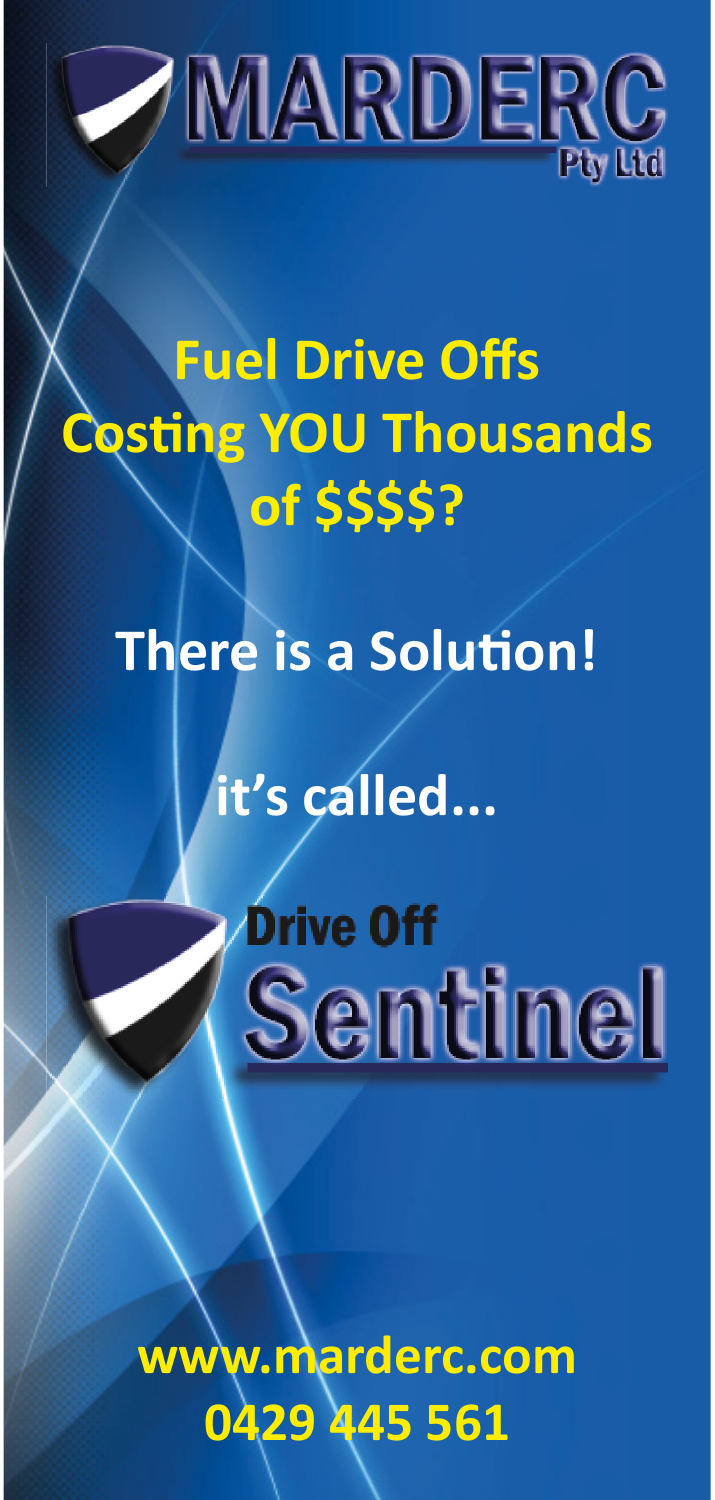# MARDERC Pty Ltd

## Fuel Drive Offs Costing YOU Thousands of $$$$?

## There is a Solution!

## it's called...

# Drive Off Sentinel

**www.marderc.com**
**0429 445 561**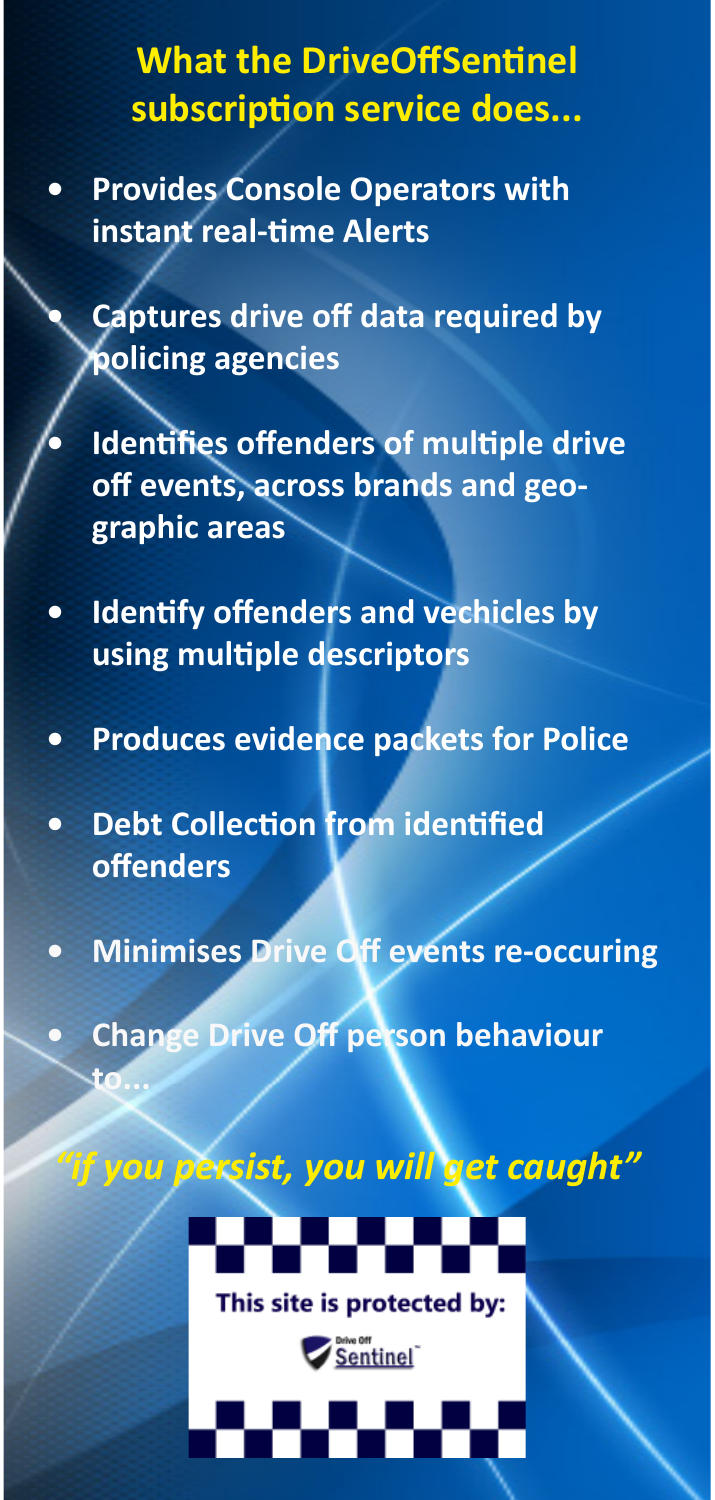## What the DriveOffSentinel subscription service does...

- **Provides Console Operators with instant real-time Alerts**
- **Captures drive off data required by policing agencies**
- **Identifies offenders of multiple drive off events, across brands and geo-graphic areas**
- **Identify offenders and vechicles by using multiple descriptors**
- **Produces evidence packets for Police**
- **Debt Collection from identified offenders**
- **Minimises Drive Off events re-occuring**
- **Change Drive Off person behaviour to...**

***"if you persist, you will get caught"***

**This site is protected by:**

Drive Off Sentinel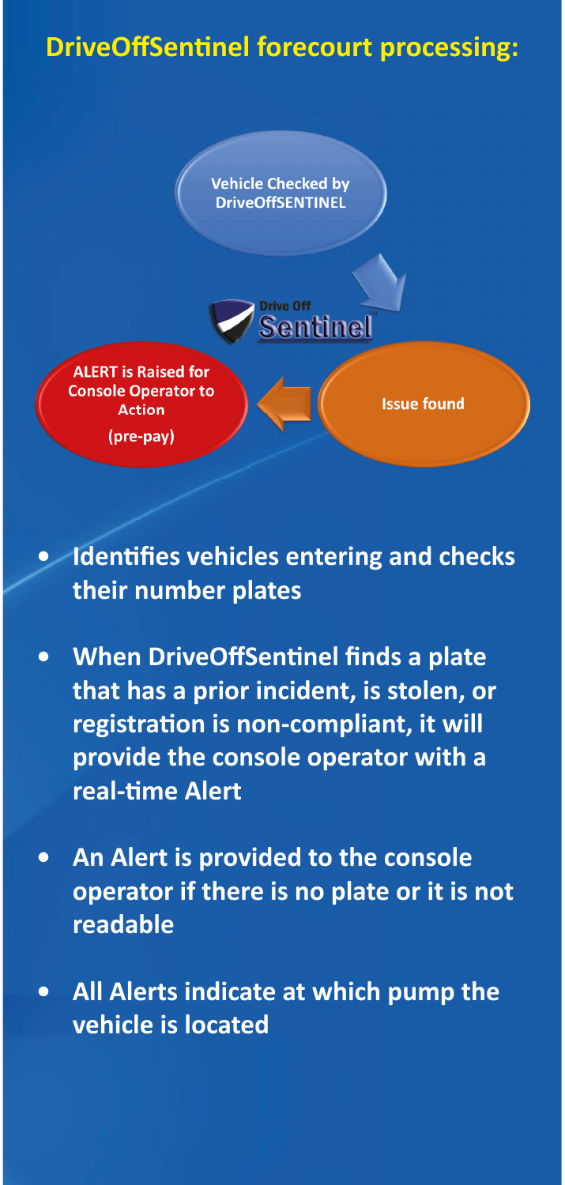## DriveOffSentinel forecourt processing:

Vehicle Checked by DriveOffSENTINEL

Drive Off Sentinel

Issue found

ALERT is Raised for Console Operator to Action (pre-pay)

- **Identifies vehicles entering and checks their number plates**
- **When DriveOffSentinel finds a plate that has a prior incident, is stolen, or registration is non-compliant, it will provide the console operator with a real-time Alert**
- **An Alert is provided to the console operator if there is no plate or it is not readable**
- **All Alerts indicate at which pump the vehicle is located**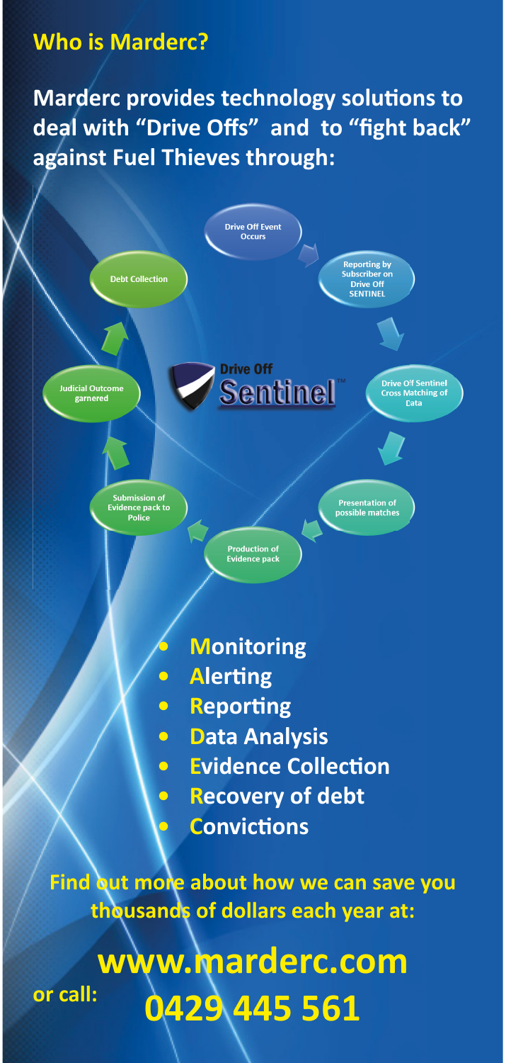## Who is Marderc?

**Marderc provides technology solutions to deal with "Drive Offs" and to "fight back" against Fuel Thieves through:**

Drive Off Event Occurs

Reporting by Subscriber on Drive Off SENTINEL

Drive Off Sentinel Cross Matching of Data

Presentation of possible matches

Production of Evidence pack

Submission of Evidence pack to Police

Judicial Outcome garnered

Debt Collection

Drive Off Sentinel™

- **Monitoring**
- **Alerting**
- **Reporting**
- **Data Analysis**
- **Evidence Collection**
- **Recovery of debt**
- **Convictions**

**Find out more about how we can save you thousands of dollars each year at:**

**www.marderc.com**

**or call: 0429 445 561**